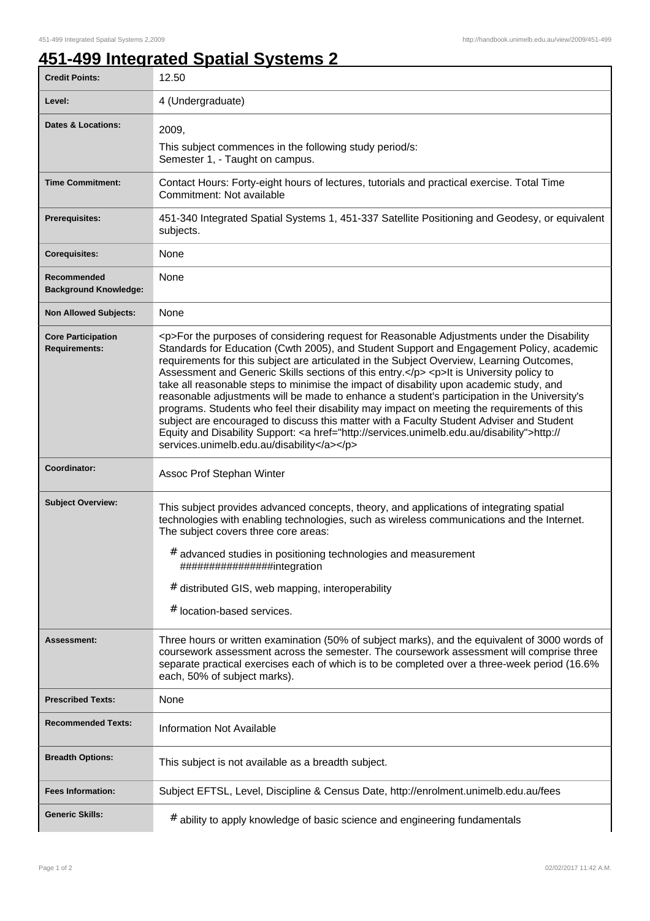# 451-499 Integrated Spatial Systems 2

| | |
|---|---|
| **Credit Points:** | 12.50 |
| **Level:** | 4 (Undergraduate) |
| **Dates & Locations:** | 2009,<br>This subject commences in the following study period/s:<br>Semester 1, - Taught on campus. |
| **Time Commitment:** | Contact Hours: Forty-eight hours of lectures, tutorials and practical exercise. Total Time Commitment: Not available |
| **Prerequisites:** | 451-340 Integrated Spatial Systems 1, 451-337 Satellite Positioning and Geodesy, or equivalent subjects. |
| **Corequisites:** | None |
| **Recommended Background Knowledge:** | None |
| **Non Allowed Subjects:** | None |
| **Core Participation Requirements:** | <p>For the purposes of considering request for Reasonable Adjustments under the Disability Standards for Education (Cwth 2005), and Student Support and Engagement Policy, academic requirements for this subject are articulated in the Subject Overview, Learning Outcomes, Assessment and Generic Skills sections of this entry.</p> <p>It is University policy to take all reasonable steps to minimise the impact of disability upon academic study, and reasonable adjustments will be made to enhance a student's participation in the University's programs. Students who feel their disability may impact on meeting the requirements of this subject are encouraged to discuss this matter with a Faculty Student Adviser and Student Equity and Disability Support: <a href="http://services.unimelb.edu.au/disability">http://services.unimelb.edu.au/disability</a></p> |
| **Coordinator:** | Assoc Prof Stephan Winter |
| **Subject Overview:** | This subject provides advanced concepts, theory, and applications of integrating spatial technologies with enabling technologies, such as wireless communications and the Internet. The subject covers three core areas:<br># advanced studies in positioning technologies and measurement ################integration<br># distributed GIS, web mapping, interoperability<br># location-based services. |
| **Assessment:** | Three hours or written examination (50% of subject marks), and the equivalent of 3000 words of coursework assessment across the semester. The coursework assessment will comprise three separate practical exercises each of which is to be completed over a three-week period (16.6% each, 50% of subject marks). |
| **Prescribed Texts:** | None |
| **Recommended Texts:** | Information Not Available |
| **Breadth Options:** | This subject is not available as a breadth subject. |
| **Fees Information:** | Subject EFTSL, Level, Discipline & Census Date, http://enrolment.unimelb.edu.au/fees |
| **Generic Skills:** | # ability to apply knowledge of basic science and engineering fundamentals |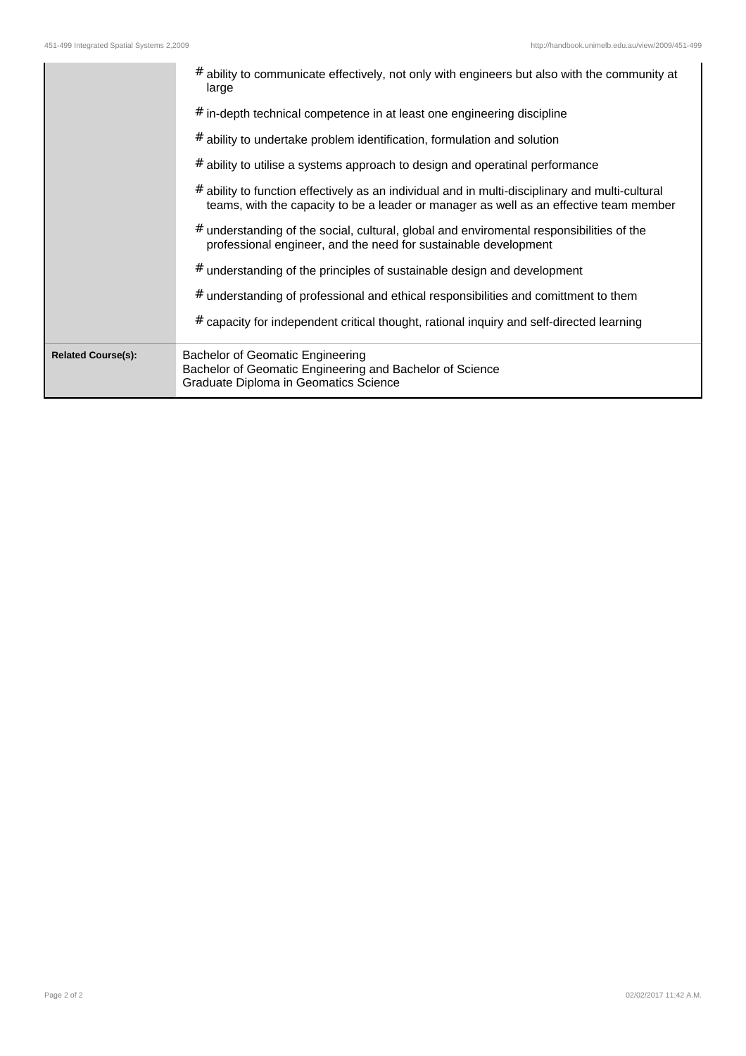| | |
|---|---|
| | # ability to communicate effectively, not only with engineers but also with the community at large<br><br># in-depth technical competence in at least one engineering discipline<br><br># ability to undertake problem identification, formulation and solution<br><br># ability to utilise a systems approach to design and operatinal performance<br><br># ability to function effectively as an individual and in multi-disciplinary and multi-cultural teams, with the capacity to be a leader or manager as well as an effective team member<br><br># understanding of the social, cultural, global and enviromental responsibilities of the professional engineer, and the need for sustainable development<br><br># understanding of the principles of sustainable design and development<br><br># understanding of professional and ethical responsibilities and comittment to them<br><br># capacity for independent critical thought, rational inquiry and self-directed learning |
| **Related Course(s):** | Bachelor of Geomatic Engineering<br>Bachelor of Geomatic Engineering and Bachelor of Science<br>Graduate Diploma in Geomatics Science |